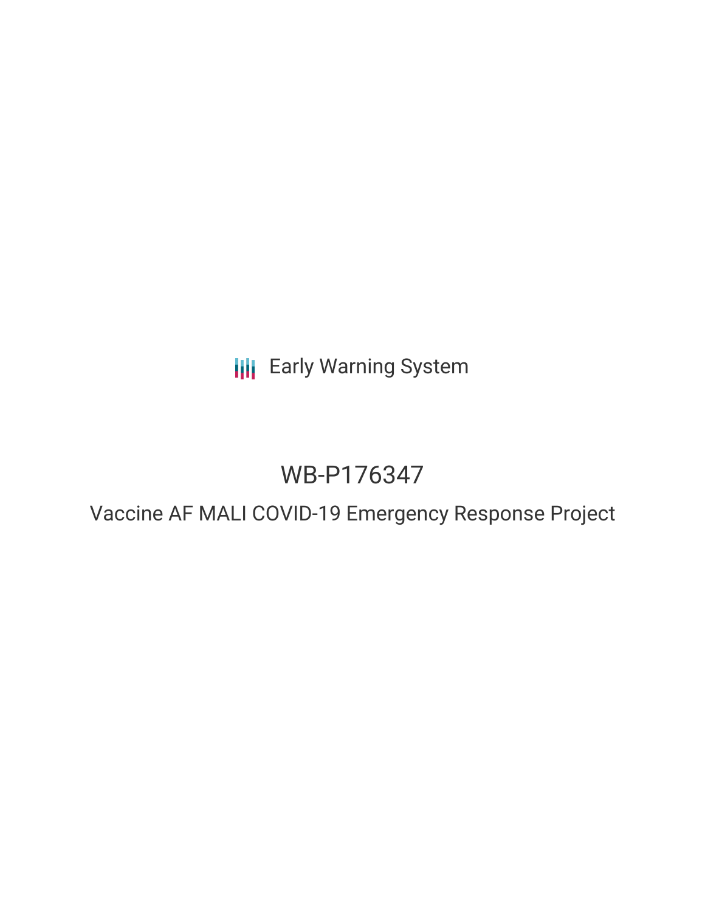Early Warning System

# WB-P176347

## Vaccine AF MALI COVID-19 Emergency Response Project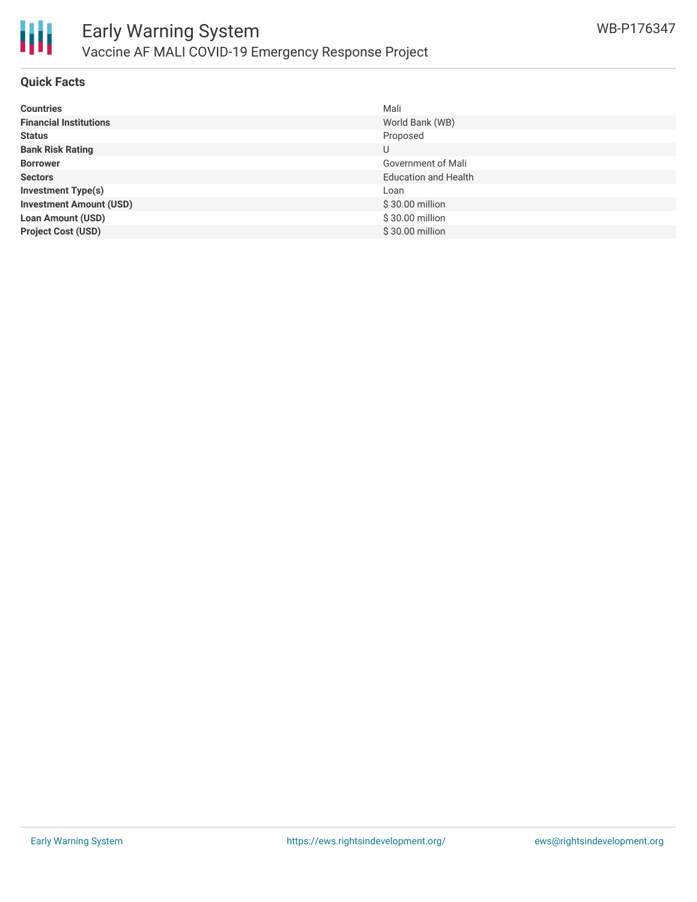# Early Warning System

## Vaccine AF MALI COVID-19 Emergency Response Project

WB-P176347

### Quick Facts

| | |
|---|---|
| **Countries** | Mali |
| **Financial Institutions** | World Bank (WB) |
| **Status** | Proposed |
| **Bank Risk Rating** | U |
| **Borrower** | Government of Mali |
| **Sectors** | Education and Health |
| **Investment Type(s)** | Loan |
| **Investment Amount (USD)** | $ 30.00 million |
| **Loan Amount (USD)** | $ 30.00 million |
| **Project Cost (USD)** | $ 30.00 million |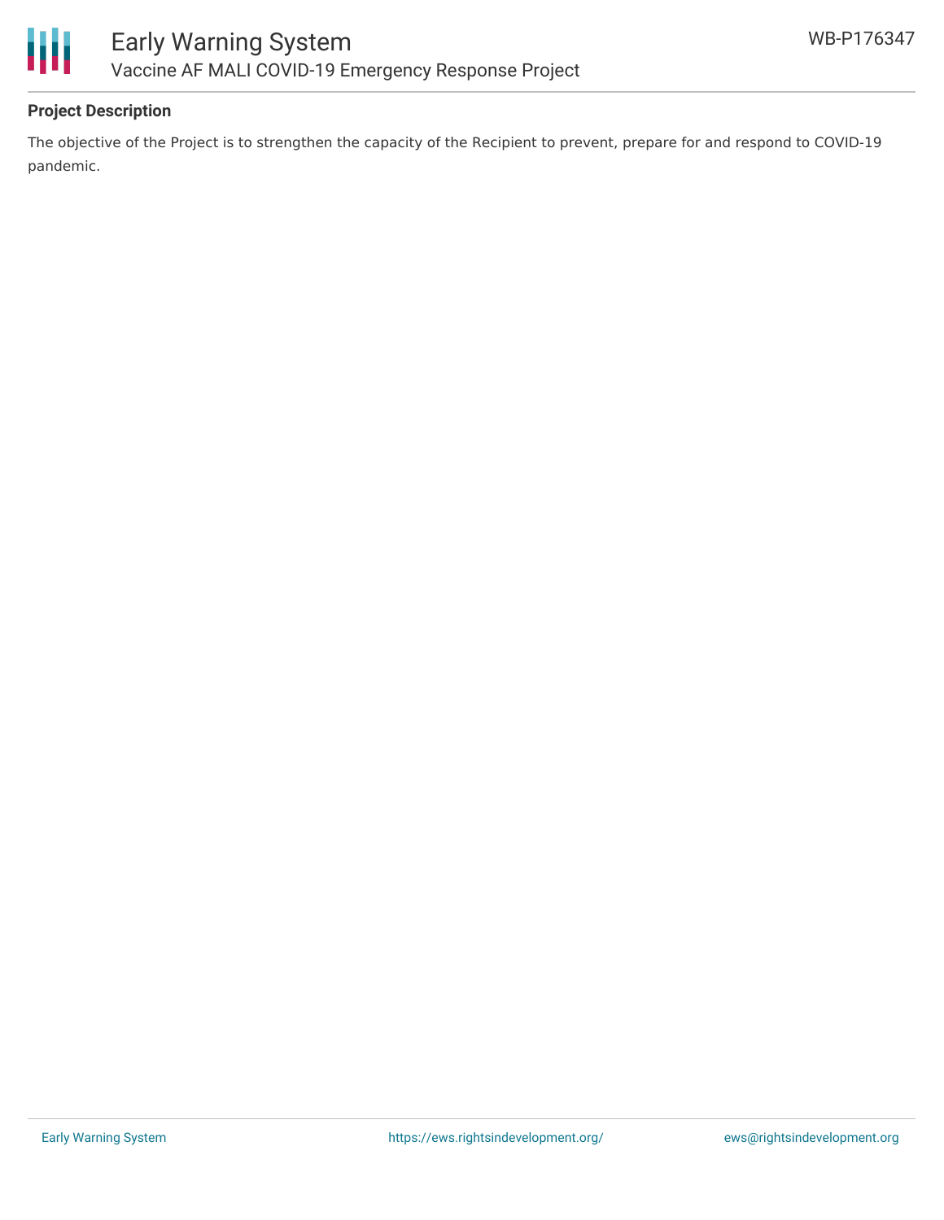**Project Description**

The objective of the Project is to strengthen the capacity of the Recipient to prevent, prepare for and respond to COVID-19 pandemic.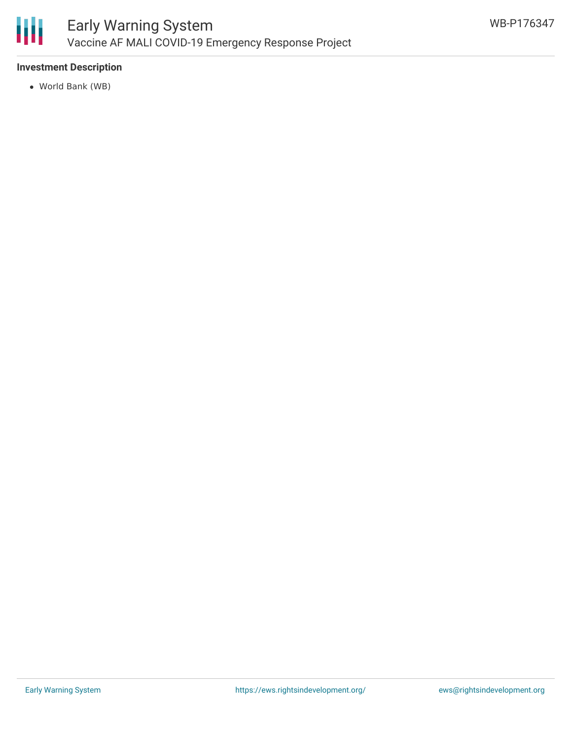### Investment Description

- World Bank (WB)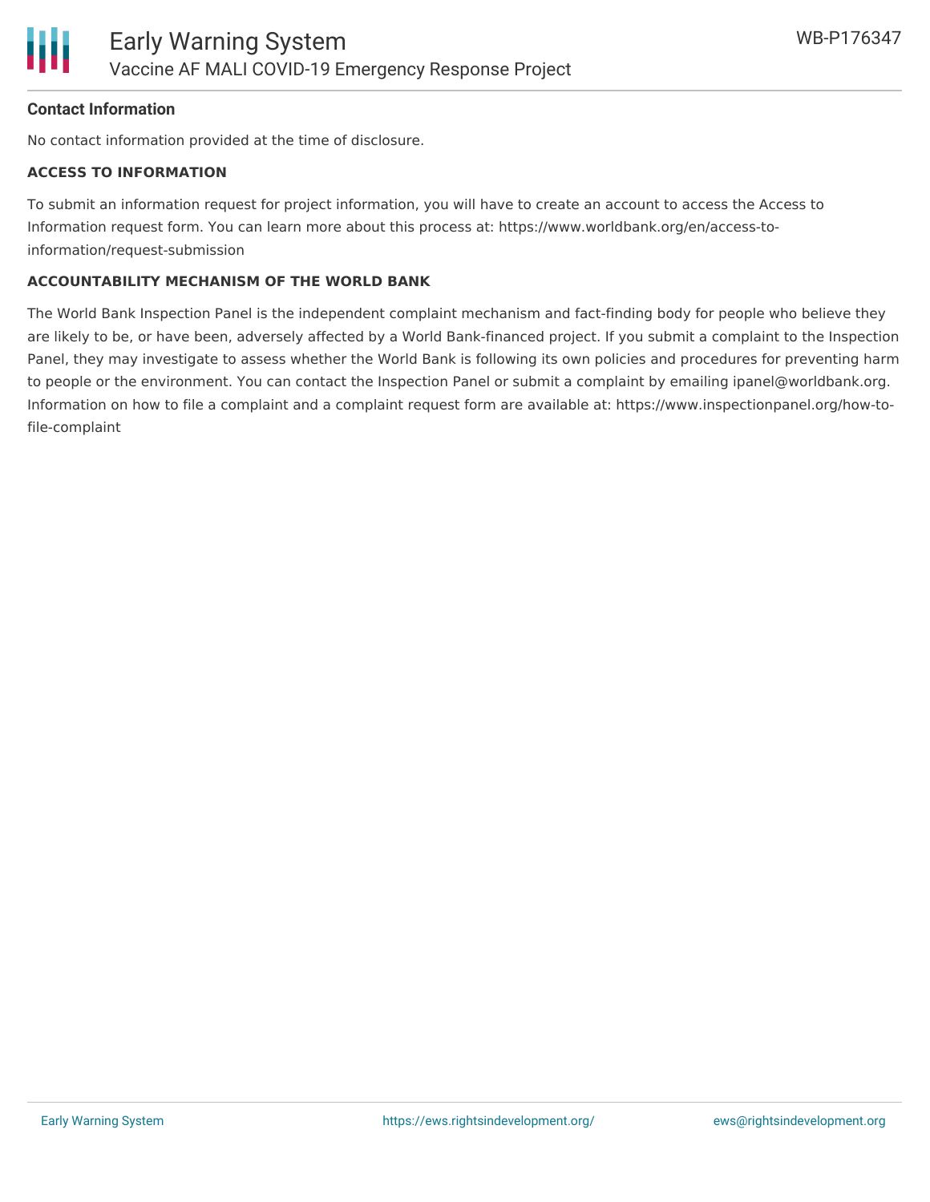**Contact Information**

No contact information provided at the time of disclosure.

**ACCESS TO INFORMATION**

To submit an information request for project information, you will have to create an account to access the Access to Information request form. You can learn more about this process at: https://www.worldbank.org/en/access-to-information/request-submission

**ACCOUNTABILITY MECHANISM OF THE WORLD BANK**

The World Bank Inspection Panel is the independent complaint mechanism and fact-finding body for people who believe they are likely to be, or have been, adversely affected by a World Bank-financed project. If you submit a complaint to the Inspection Panel, they may investigate to assess whether the World Bank is following its own policies and procedures for preventing harm to people or the environment. You can contact the Inspection Panel or submit a complaint by emailing ipanel@worldbank.org. Information on how to file a complaint and a complaint request form are available at: https://www.inspectionpanel.org/how-to-file-complaint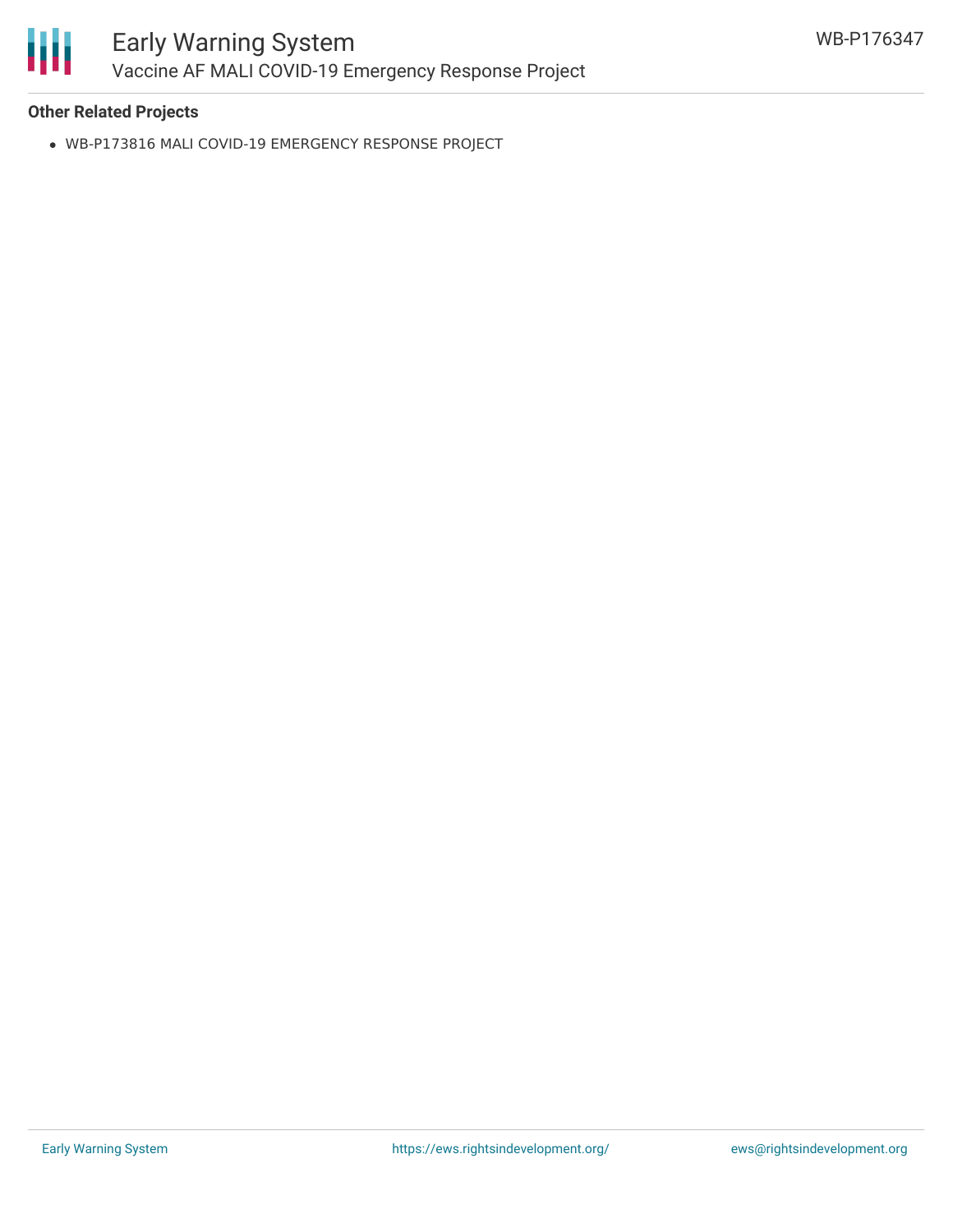**Other Related Projects**

- WB-P173816 MALI COVID-19 EMERGENCY RESPONSE PROJECT